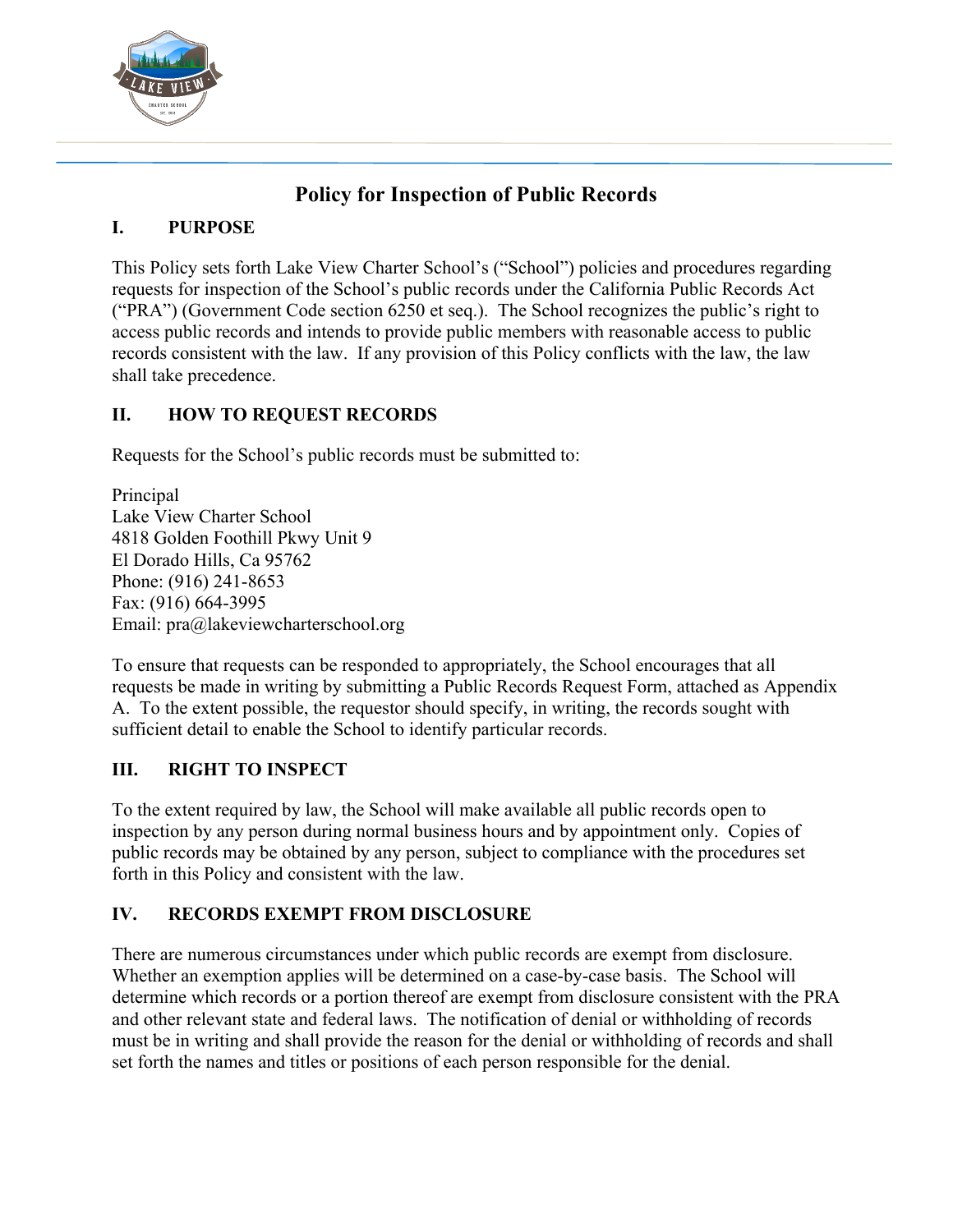# Policy for Inspection of Public Records

## I. PURPOSE

This Policy sets forth Lake View Charter School's ("School") policies and procedures regarding requests for inspection of the School's public records under the California Public Records Act ("PRA") (Government Code section 6250 et seq.). The School recognizes the public's right to access public records and intends to provide public members with reasonable access to public records consistent with the law. If any provision of this Policy conflicts with the law, the law shall take precedence.

## II. HOW TO REQUEST RECORDS

Requests for the School's public records must be submitted to:

Principal
Lake View Charter School
4818 Golden Foothill Pkwy Unit 9
El Dorado Hills, Ca 95762
Phone: (916) 241-8653
Fax: (916) 664-3995
Email: pra@lakeviewcharterschool.org

To ensure that requests can be responded to appropriately, the School encourages that all requests be made in writing by submitting a Public Records Request Form, attached as Appendix A. To the extent possible, the requestor should specify, in writing, the records sought with sufficient detail to enable the School to identify particular records.

## III. RIGHT TO INSPECT

To the extent required by law, the School will make available all public records open to inspection by any person during normal business hours and by appointment only. Copies of public records may be obtained by any person, subject to compliance with the procedures set forth in this Policy and consistent with the law.

## IV. RECORDS EXEMPT FROM DISCLOSURE

There are numerous circumstances under which public records are exempt from disclosure. Whether an exemption applies will be determined on a case-by-case basis. The School will determine which records or a portion thereof are exempt from disclosure consistent with the PRA and other relevant state and federal laws. The notification of denial or withholding of records must be in writing and shall provide the reason for the denial or withholding of records and shall set forth the names and titles or positions of each person responsible for the denial.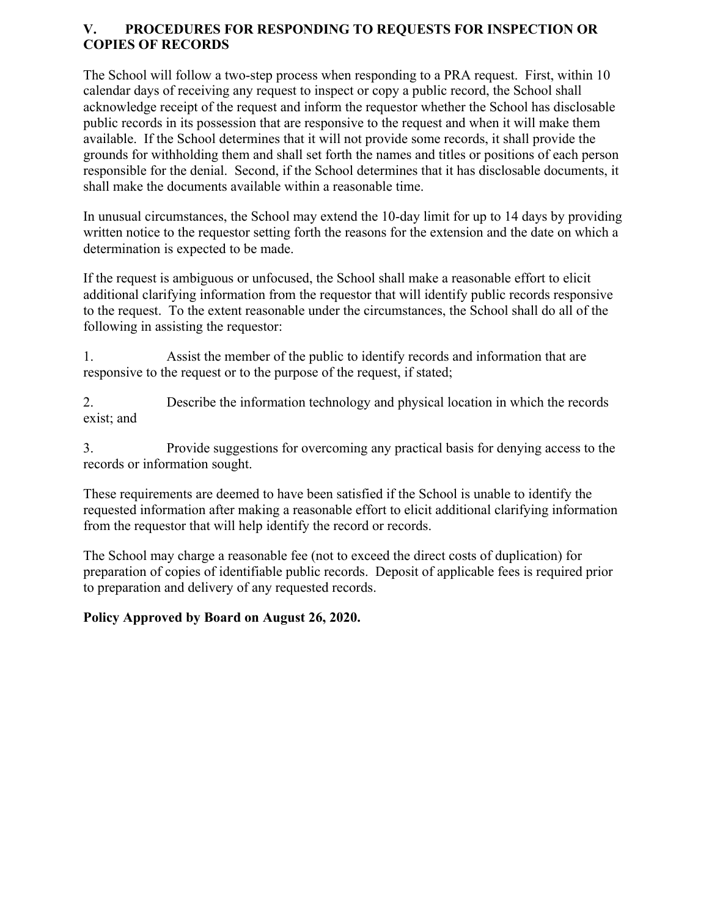## V. PROCEDURES FOR RESPONDING TO REQUESTS FOR INSPECTION OR COPIES OF RECORDS

The School will follow a two-step process when responding to a PRA request. First, within 10 calendar days of receiving any request to inspect or copy a public record, the School shall acknowledge receipt of the request and inform the requestor whether the School has disclosable public records in its possession that are responsive to the request and when it will make them available. If the School determines that it will not provide some records, it shall provide the grounds for withholding them and shall set forth the names and titles or positions of each person responsible for the denial. Second, if the School determines that it has disclosable documents, it shall make the documents available within a reasonable time.

In unusual circumstances, the School may extend the 10-day limit for up to 14 days by providing written notice to the requestor setting forth the reasons for the extension and the date on which a determination is expected to be made.

If the request is ambiguous or unfocused, the School shall make a reasonable effort to elicit additional clarifying information from the requestor that will identify public records responsive to the request. To the extent reasonable under the circumstances, the School shall do all of the following in assisting the requestor:

1. Assist the member of the public to identify records and information that are responsive to the request or to the purpose of the request, if stated;

2. Describe the information technology and physical location in which the records exist; and

3. Provide suggestions for overcoming any practical basis for denying access to the records or information sought.

These requirements are deemed to have been satisfied if the School is unable to identify the requested information after making a reasonable effort to elicit additional clarifying information from the requestor that will help identify the record or records.

The School may charge a reasonable fee (not to exceed the direct costs of duplication) for preparation of copies of identifiable public records. Deposit of applicable fees is required prior to preparation and delivery of any requested records.

**Policy Approved by Board on August 26, 2020.**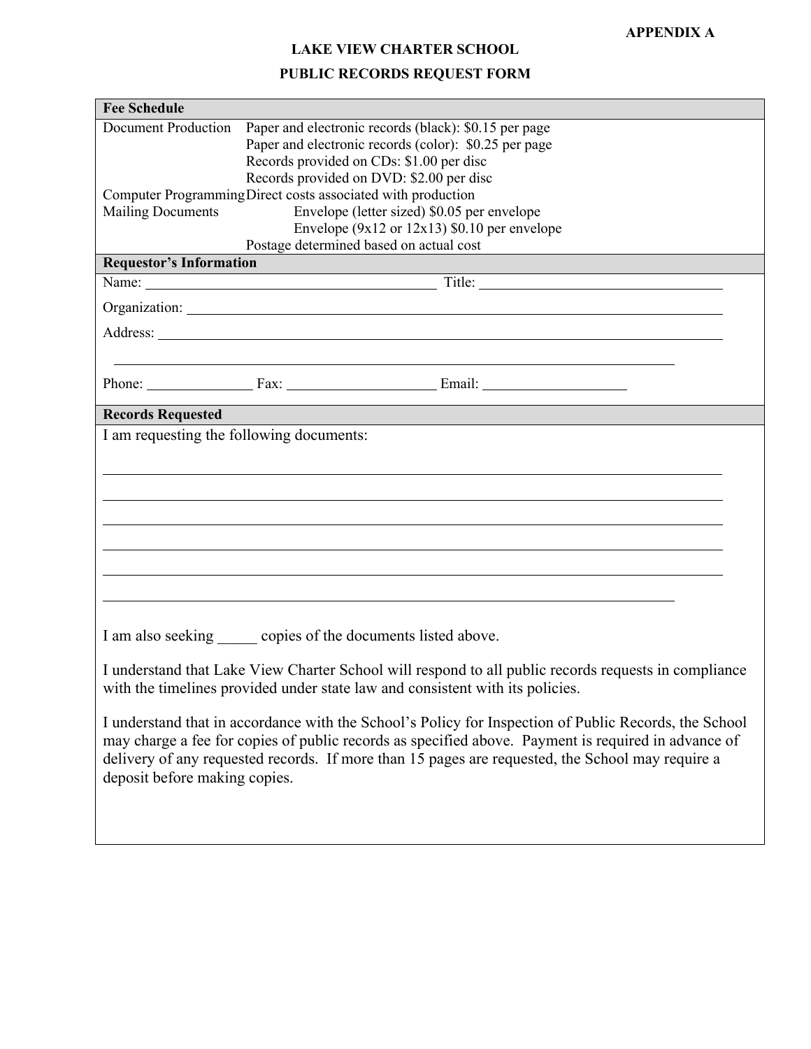**APPENDIX A**

# LAKE VIEW CHARTER SCHOOL

## PUBLIC RECORDS REQUEST FORM

| **Fee Schedule** | |
|---|---|
| Document Production | Paper and electronic records (black): $0.15 per page |
| | Paper and electronic records (color): $0.25 per page |
| | Records provided on CDs: $1.00 per disc |
| | Records provided on DVD: $2.00 per disc |
| Computer Programming | Direct costs associated with production |
| Mailing Documents | Envelope (letter sized) $0.05 per envelope |
| | Envelope (9x12 or 12x13) $0.10 per envelope |
| | Postage determined based on actual cost |

**Requestor's Information**

Name: ______________________________ Title: ______________________________

Organization: ____________________________________________________________

Address: ________________________________________________________________

________________________________________________________________________

Phone: ______________ Fax: ____________________ Email: ____________________

**Records Requested**

I am requesting the following documents:

________________________________________________________________________

________________________________________________________________________

________________________________________________________________________

________________________________________________________________________

________________________________________________________________________

________________________________________________________________________

I am also seeking _____ copies of the documents listed above.

I understand that Lake View Charter School will respond to all public records requests in compliance with the timelines provided under state law and consistent with its policies.

I understand that in accordance with the School's Policy for Inspection of Public Records, the School may charge a fee for copies of public records as specified above. Payment is required in advance of delivery of any requested records. If more than 15 pages are requested, the School may require a deposit before making copies.